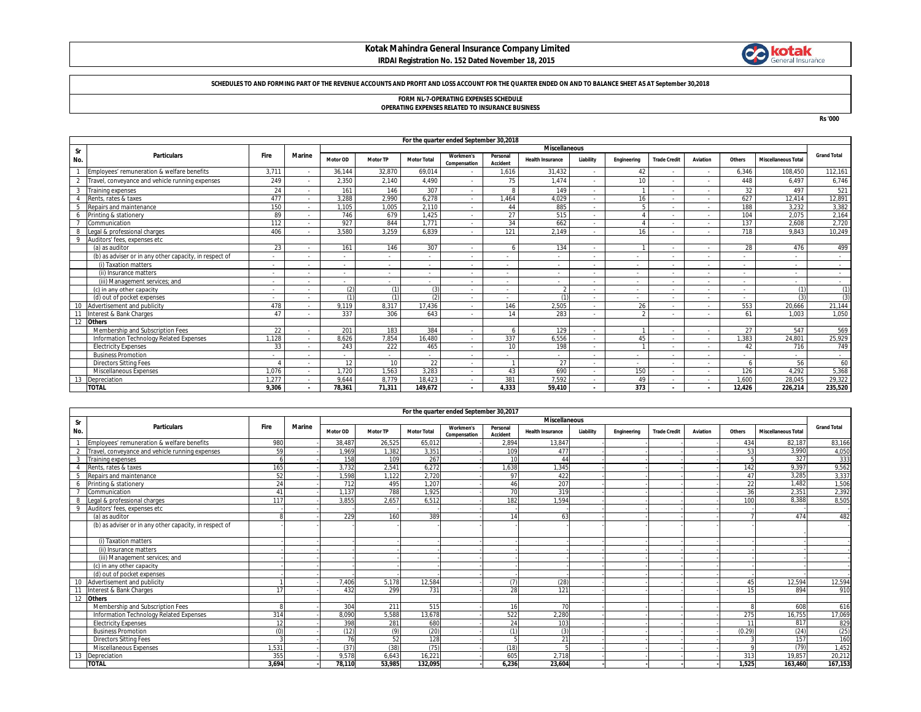# Kotak Mahindra General Insurance Company Limited

**IRDAI Registration No. 152 Dated November 18, 2015**

**SCHEDULES TO AND FORMING PART OF THE REVENUE ACCOUNTS AND PROFIT AND LOSS ACCOUNT FOR THE QUARTER ENDED ON AND TO BALANCE SHEET AS AT September 30,2018**

**FORM NL-7-OPERATING EXPENSES SCHEDULE**
**OPERATING EXPENSES RELATED TO INSURANCE BUSINESS**

Rs '000

| Sr No. | Particulars | For the quarter ended September 30,2018 | | | | | | | | | | | | | | | |
|---|---|---|---|---|---|---|---|---|---|---|---|---|---|---|---|---|---|
| | | Fire | Marine | Miscellaneous | | | | | | | | | | | | | Grand Total |
| | | | | Motor OD | Motor TP | Motor Total | Workmen's Compensation | Personal Accident | Health Insurance | Liability | Engineering | Trade Credit | Aviation | Others | Miscellaneous Total | |
| 1 | Employees' remuneration & welfare benefits | 3,711 | - | 36,144 | 32,870 | 69,014 | - | 1,616 | 31,432 | - | 42 | - | - | 6,346 | 108,450 | 112,161 |
| 2 | Travel, conveyance and vehicle running expenses | 249 | - | 2,350 | 2,140 | 4,490 | - | 75 | 1,474 | - | 10 | - | - | 448 | 6,497 | 6,746 |
| 3 | Training expenses | 24 | - | 161 | 146 | 307 | - | 8 | 149 | - | 1 | - | - | 32 | 497 | 521 |
| 4 | Rents, rates & taxes | 477 | - | 3,288 | 2,990 | 6,278 | - | 1,464 | 4,029 | - | 16 | - | - | 627 | 12,414 | 12,891 |
| 5 | Repairs and maintenance | 150 | - | 1,105 | 1,005 | 2,110 | - | 44 | 885 | - | 5 | - | - | 188 | 3,232 | 3,382 |
| 6 | Printing & stationery | 89 | - | 746 | 679 | 1,425 | - | 27 | 515 | - | 4 | - | - | 104 | 2,075 | 2,164 |
| 7 | Communication | 112 | - | 927 | 844 | 1,771 | - | 34 | 662 | - | 4 | - | - | 137 | 2,608 | 2,720 |
| 8 | Legal & professional charges | 406 | - | 3,580 | 3,259 | 6,839 | - | 121 | 2,149 | - | 16 | - | - | 718 | 9,843 | 10,249 |
| 9 | Auditors' fees, expenses etc | | | | | | | | | | | | | | | |
| | (a) as auditor | 23 | - | 161 | 146 | 307 | - | 6 | 134 | - | 1 | - | - | 28 | 476 | 499 |
| | (b) as adviser or in any other capacity, in respect of | - | - | - | - | - | - | - | - | - | - | - | - | - | - | - |
| | (i) Taxation matters | - | - | - | - | - | - | - | - | - | - | - | - | - | - | - |
| | (ii) Insurance matters | - | - | - | - | - | - | - | - | - | - | - | - | - | - | - |
| | (iii) Management services; and | - | - | - | - | - | - | - | - | - | - | - | - | - | - | - |
| | (c) in any other capacity | - | - | (2) | (1) | (3) | - | - | 2 | - | - | - | - | - | (1) | (1) |
| | (d) out of pocket expenses | - | - | (1) | (1) | (2) | - | - | (1) | - | - | - | - | - | (3) | (3) |
| 10 | Advertisement and publicity | 478 | - | 9,119 | 8,317 | 17,436 | - | 146 | 2,505 | - | 26 | - | - | 553 | 20,666 | 21,144 |
| 11 | Interest & Bank Charges | 47 | - | 337 | 306 | 643 | - | 14 | 283 | - | 2 | - | - | 61 | 1,003 | 1,050 |
| 12 | **Others** | | | | | | | | | | | | | | | |
| | Membership and Subscription Fees | 22 | - | 201 | 183 | 384 | - | 6 | 129 | - | 1 | - | - | 27 | 547 | 569 |
| | Information Technology Related Expenses | 1,128 | - | 8,626 | 7,854 | 16,480 | - | 337 | 6,556 | - | 45 | - | - | 1,383 | 24,801 | 25,929 |
| | Electricity Expenses | 33 | - | 243 | 222 | 465 | - | 10 | 198 | - | 1 | - | - | 42 | 716 | 749 |
| | Business Promotion | - | - | - | - | - | - | - | - | - | - | - | - | - | - | - |
| | Directors Sitting Fees | 4 | - | 12 | 10 | 22 | - | 1 | 27 | - | - | - | - | 6 | 56 | 60 |
| | Miscellaneous Expenses | 1,076 | - | 1,720 | 1,563 | 3,283 | - | 43 | 690 | - | 150 | - | - | 126 | 4,292 | 5,368 |
| 13 | Depreciation | 1,277 | - | 9,644 | 8,779 | 18,423 | - | 381 | 7,592 | - | 49 | - | - | 1,600 | 28,045 | 29,322 |
| | **TOTAL** | **9,306** | **-** | **78,361** | **71,311** | **149,672** | **-** | **4,333** | **59,410** | **-** | **373** | **-** | **-** | **12,426** | **226,214** | **235,520** |

| Sr No. | Particulars | For the quarter ended September 30,2017 | | | | | | | | | | | | | | | |
|---|---|---|---|---|---|---|---|---|---|---|---|---|---|---|---|---|---|
| | | Fire | Marine | Miscellaneous | | | | | | | | | | | | | Grand Total |
| | | | | Motor OD | Motor TP | Motor Total | Workmen's Compensation | Personal Accident | Health Insurance | Liability | Engineering | Trade Credit | Aviation | Others | Miscellaneous Total | |
| 1 | Employees' remuneration & welfare benefits | 980 | - | 38,487 | 26,525 | 65,012 | - | 2,894 | 13,847 | - | - | - | - | 434 | 82,187 | 83,166 |
| 2 | Travel, conveyance and vehicle running expenses | 59 | - | 1,969 | 1,382 | 3,351 | - | 109 | 477 | - | - | - | - | 53 | 3,990 | 4,050 |
| 3 | Training expenses | 6 | - | 158 | 109 | 267 | - | 10 | 44 | - | - | - | - | 5 | 327 | 333 |
| 4 | Rents, rates & taxes | 165 | - | 3,732 | 2,541 | 6,272 | - | 1,638 | 1,345 | - | - | - | - | 142 | 9,397 | 9,562 |
| 5 | Repairs and maintenance | 52 | - | 1,598 | 1,122 | 2,720 | - | 97 | 422 | - | - | - | - | 47 | 3,285 | 3,337 |
| 6 | Printing & stationery | 24 | - | 712 | 495 | 1,207 | - | 46 | 207 | - | - | - | - | 22 | 1,482 | 1,506 |
| 7 | Communication | 41 | - | 1,137 | 788 | 1,925 | - | 70 | 319 | - | - | - | - | 36 | 2,351 | 2,392 |
| 8 | Legal & professional charges | 117 | - | 3,855 | 2,657 | 6,512 | - | 182 | 1,594 | - | - | - | - | 100 | 8,388 | 8,505 |
| 9 | Auditors' fees, expenses etc | - | - | | | | | | | | | | | | | - |
| | (a) as auditor | 8 | - | 229 | 160 | 389 | - | 14 | 63 | - | - | - | - | 7 | 474 | 482 |
| | (b) as adviser or in any other capacity, in respect of | - | - | - | - | - | - | - | - | - | - | - | - | - | - | - |
| | (i) Taxation matters | - | - | - | - | - | - | - | - | - | - | - | - | - | - | - |
| | (ii) Insurance matters | - | - | - | - | - | - | - | - | - | - | - | - | - | - | - |
| | (iii) Management services; and | - | - | - | - | - | - | - | - | - | - | - | - | - | - | - |
| | (c) in any other capacity | - | - | - | - | - | - | - | - | - | - | - | - | - | - | - |
| | (d) out of pocket expenses | - | - | - | - | - | - | - | - | - | - | - | - | - | - | - |
| 10 | Advertisement and publicity | 1 | - | 7,406 | 5,178 | 12,584 | - | (7) | (28) | - | - | - | - | 45 | 12,594 | 12,594 |
| 11 | Interest & Bank Charges | 17 | - | 432 | 299 | 731 | - | 28 | 121 | - | - | - | - | 15 | 894 | 910 |
| 12 | **Others** | | | | | | | | | | | | | | | |
| | Membership and Subscription Fees | 8 | - | 304 | 211 | 515 | - | 16 | 70 | - | - | - | - | 8 | 608 | 616 |
| | Information Technology Related Expenses | 314 | - | 8,090 | 5,588 | 13,678 | - | 522 | 2,280 | - | - | - | - | 275 | 16,755 | 17,069 |
| | Electricity Expenses | 12 | - | 398 | 281 | 680 | - | 24 | 103 | - | - | - | - | 11 | 817 | 829 |
| | Business Promotion | (0) | - | (12) | (9) | (20) | - | (1) | (3) | - | - | - | - | (0.29) | (24) | (25) |
| | Directors Sitting Fees | 3 | - | 76 | 52 | 128 | - | 5 | 21 | - | - | - | - | 3 | 157 | 160 |
| | Miscellaneous Expenses | 1,531 | - | (37) | (38) | (75) | - | (18) | 5 | - | - | - | - | 9 | (79) | 1,452 |
| 13 | Depreciation | 355 | - | 9,578 | 6,643 | 16,221 | - | 605 | 2,718 | - | - | - | - | 313 | 19,857 | 20,212 |
| | **TOTAL** | **3,694** | **-** | **78,110** | **53,985** | **132,095** | **-** | **6,236** | **23,604** | **-** | **-** | **-** | **-** | **1,525** | **163,460** | **167,153** |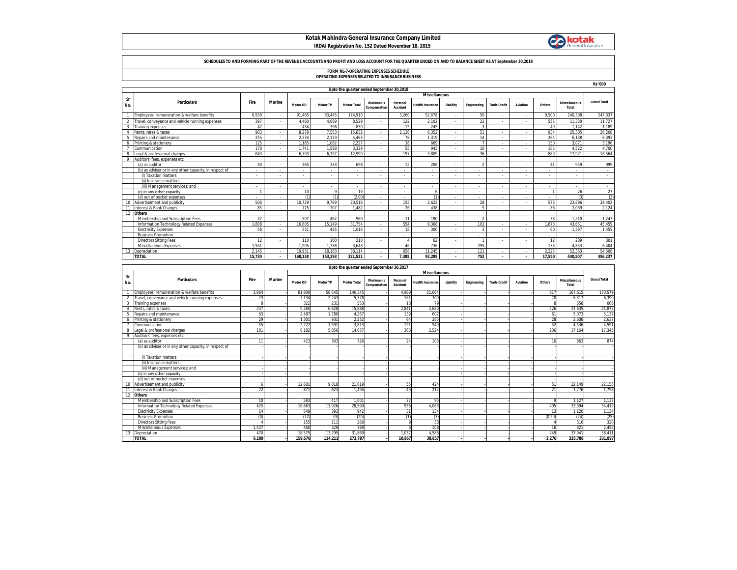# Kotak Mahindra General Insurance Company Limited

**IRDAI Registration No. 152 Dated November 18, 2015**

**SCHEDULES TO AND FORMING PART OF THE REVENUE ACCOUNTS AND PROFIT AND LOSS ACCOUNT FOR THE QUARTER ENDED ON AND TO BALANCE SHEET AS AT September 30,2018**

**FORM NL-7-OPERATING EXPENSES SCHEDULE**
**OPERATING EXPENSES RELATED TO INSURANCE BUSINESS**

Rs '000

**Upto the quarter ended September 30,2018**

| Sr No. | Particulars | Fire | Marine | Miscellaneous | | | | | | | | | | | | | Grand Total |
|---|---|---|---|---|---|---|---|---|---|---|---|---|---|---|---|---|---|
| | | | | Motor OD | Motor TP | Motor Total | Workmen's Compensation | Personal Accident | Health Insurance | Liability | Engineering | Trade Credit | Aviation | Others | Miscellaneous Total | | |
| 1 | Employees' remuneration & welfare benefits | 6,939 | - | 91,465 | 83,445 | 174,910 | - | 3,260 | 52,678 | - | 50 | - | - | 9,500 | 240,398 | | 247,337 |
| 2 | Travel, conveyance and vehicle running expenses | 397 | - | 4,460 | 4,069 | 8,529 | - | 122 | 2,102 | - | 22 | - | - | 555 | 11,330 | | 11,727 |
| 3 | Training expenses | 47 | - | 434 | 396 | 830 | - | 15 | 245 | - | 3 | - | - | 49 | 1,142 | | 1,189 |
| 4 | Rents, rates & taxes | 903 | - | 8,279 | 7,553 | 15,832 | - | 2,136 | 6,352 | - | 51 | - | - | 934 | 25,305 | | 26,208 |
| 5 | Repairs and maintenance | 255 | - | 2,334 | 2,129 | 4,463 | - | 78 | 1,319 | - | 14 | - | - | 264 | 6,138 | | 6,393 |
| 6 | Printing & stationery | 125 | - | 1,165 | 1,062 | 2,227 | - | 38 | 669 | - | 7 | - | - | 130 | 3,071 | | 3,196 |
| 7 | Communication | 178 | - | 1,741 | 1,588 | 3,329 | - | 55 | 943 | - | 10 | - | - | 185 | 4,522 | | 4,700 |
| 8 | Legal & professional charges | 643 | - | 6,793 | 6,197 | 12,990 | - | 197 | 3,809 | - | 36 | - | - | 889 | 17,921 | | 18,564 |
| 9 | Auditors' fees, expenses etc | | | | | | | | | | | | | | | | |
| | (a) as auditor | 40 | - | 365 | 333 | 698 | - | 12 | 206 | - | 2 | - | - | 41 | 959 | | 999 |
| | (b) as adviser or in any other capacity, in respect of | - | - | - | - | - | - | - | - | - | - | - | - | - | - | | - |
| | (i) Taxation matters | - | - | - | - | - | - | - | - | - | - | - | - | - | - | | - |
| | (ii) Insurance matters | - | - | - | - | - | - | - | - | - | - | - | - | - | - | | - |
| | (iii) Management services; and | - | - | - | - | - | - | - | - | - | - | - | - | - | - | | - |
| | (c) in any other capacity | 1 | - | 10 | 9 | 19 | - | - | 6 | - | - | - | - | 1 | 26 | | 27 |
| | (d) out of pocket expenses | - | - | (1) | (1) | (2.00) | - | - | (1) | - | - | - | - | - | (3) | | (3) |
| 10 | Advertisement and publicity | 506 | - | 10,729 | 9,789 | 20,518 | - | 155 | 2,622 | - | 28 | - | - | 573 | 23,896 | | 24,402 |
| 11 | Interest & Bank Charges | 85 | - | 775 | 707 | 1,482 | - | 26 | 438 | - | 5 | - | - | 88 | 2,039 | | 2,124 |
| 12 | **Others** | | | | | | | | | | | | | | | | |
| | Membership and Subscription Fees | 37 | - | 507 | 462 | 969 | - | 11 | 190 | - | 2 | - | - | 38 | 1,210 | | 1,247 |
| | Information Technology Related Expenses | 1,808 | - | 16,605 | 15,149 | 31,754 | - | 554 | 9,368 | - | 102 | - | - | 1,873 | 43,651 | | 45,459 |
| | Electricity Expenses | 58 | - | 531 | 485 | 1,016 | - | 18 | 300 | - | 3 | - | - | 60 | 1,397 | | 1,455 |
| | Business Promotion | - | - | - | - | - | - | - | - | - | - | - | - | - | - | | - |
| | Directors Sitting Fees | 12 | - | 110 | 100 | 210 | - | 4 | 62 | - | 1 | - | - | 12 | 289 | | 301 |
| | Miscellaneous Expenses | 1,551 | - | 1,905 | 1,738 | 3,643 | - | 46 | 736 | - | 295 | - | - | 133 | 4,853 | | 6,404 |
| 13 | Depreciation | 2,145 | - | 19,931 | 18,183 | 38,114 | - | 658 | 11,245 | - | 121 | - | - | 2,225 | 52,363 | | 54,508 |
| | **TOTAL** | **15,730** | **-** | **168,138** | **153,393** | **321,531** | **-** | **7,385** | **93,289** | **-** | **752** | **-** | **-** | **17,550** | **440,507** | | **456,237** |

**Upto the quarter ended September 30,2017**

| Sr No. | Particulars | Fire | Marine | Miscellaneous | | | | | | | | | | | | | Grand Total |
|---|---|---|---|---|---|---|---|---|---|---|---|---|---|---|---|---|---|
| | | | | Motor OD | Motor TP | Motor Total | Workmen's Compensation | Personal Accident | Health Insurance | Liability | Engineering | Trade Credit | Aviation | Others | Miscellaneous Total | | |
| 1 | Employees' remuneration & welfare benefits | 2,964 | - | 81,800 | 58,545 | 140,345 | - | 4,989 | 21,664 | - | - | - | - | 617 | 167,615 | | 170,579 |
| 2 | Travel, conveyance and vehicle running expenses | 73 | - | 3,134 | 2,243 | 5,378 | - | 161 | 709 | - | - | - | - | 70 | 6,317 | | 6,390 |
| 3 | Training expenses | 8 | - | 322 | 231 | 553 | - | 18 | 79 | - | - | - | - | 8 | 658 | | 666 |
| 4 | Rents, rates & taxes | 237 | - | 9,260 | 6,628 | 15,888 | - | 2,841 | 2,680 | - | - | - | - | 226 | 21,635 | | 21,872 |
| 5 | Repairs and maintenance | 63 | - | 2,487 | 1,780 | 4,267 | - | 139 | 607 | - | - | - | - | 61 | 5,073 | | 5,137 |
| 6 | Printing & stationery | 29 | - | 1,301 | 931 | 2,232 | - | 64 | 285 | - | - | - | - | 28 | 2,608 | | 2,637 |
| 7 | Communication | 55 | - | 2,222 | 1,591 | 3,813 | - | 121 | 549 | - | - | - | - | 52 | 4,536 | | 4,591 |
| 8 | Legal & professional charges | 181 | - | 8,182 | 5,856 | 14,037 | - | 366 | 2,524 | - | - | - | - | 236 | 17,164 | | 17,345 |
| 9 | Auditors' fees, expenses etc | | | | | | | | | | | | | | | | |
| | (a) as auditor | 11 | - | 423 | 303 | 726 | - | 24 | 103 | - | - | - | - | 10 | 863 | | 874 |
| | (b) as adviser or in any other capacity, in respect of | - | - | - | - | - | - | - | - | - | - | - | - | - | - | | - |
| | (i) Taxation matters | - | - | - | - | - | - | - | - | - | - | - | - | - | - | | - |
| | (ii) Insurance matters | - | - | - | - | - | - | - | - | - | - | - | - | - | - | | - |
| | (iii) Management services; and | - | - | - | - | - | - | - | - | - | - | - | - | - | - | | - |
| | (c) in any other capacity | - | - | - | - | - | - | - | - | - | - | - | - | - | - | | - |
| | (d) out of pocket expenses | - | - | - | - | - | - | - | - | - | - | - | - | - | - | | - |
| 10 | Advertisement and publicity | 6 | - | 12,601 | 9,018 | 21,619 | - | 55 | 424 | - | - | - | - | 51 | 22,149 | | 22,155 |
| 11 | Interest & Bank Charges | 22 | - | 871 | 623 | 1,494 | - | 49 | 212 | - | - | - | - | 21 | 1,776 | | 1,798 |
| 12 | **Others** | | | | | | | | | | | | | | | | |
| | Membership and Subscription Fees | 10 | - | 583 | 417 | 1,001 | - | 22 | 95 | - | - | - | - | 9 | 1,127 | | 1,137 |
| | Information Technology Related Expenses | 425 | - | 16,663 | 11,926 | 28,590 | - | 936 | 4,063 | - | - | - | - | 405 | 33,994 | | 34,419 |
| | Electricity Expenses | 14 | - | 549 | 393 | 942 | - | 31 | 134 | - | - | - | - | 13 | 1,120 | | 1,134 |
| | Business Promotion | (0) | - | (12) | (9) | (20) | - | (1) | (3) | - | - | - | - | (0.29) | (24) | | (25) |
| | Directors Sitting Fees | 4 | - | 155 | 111 | 266 | - | 9 | 38 | - | - | - | - | 4 | 316 | | 320 |
| | Miscellaneous Expenses | 1,537 | - | 460 | 329 | 789 | - | 6 | 108 | - | - | - | - | 16 | 921 | | 2,458 |
| 13 | Depreciation | 470 | - | 18,575 | 13,295 | 31,869 | - | 1,037 | 4,586 | - | - | - | - | 449 | 37,941 | | 38,411 |
| | **TOTAL** | **6,109** | **-** | **159,576** | **114,211** | **273,787** | **-** | **10,867** | **38,857** | **-** | **-** | **-** | **-** | **2,276** | **325,788** | | **331,897** |